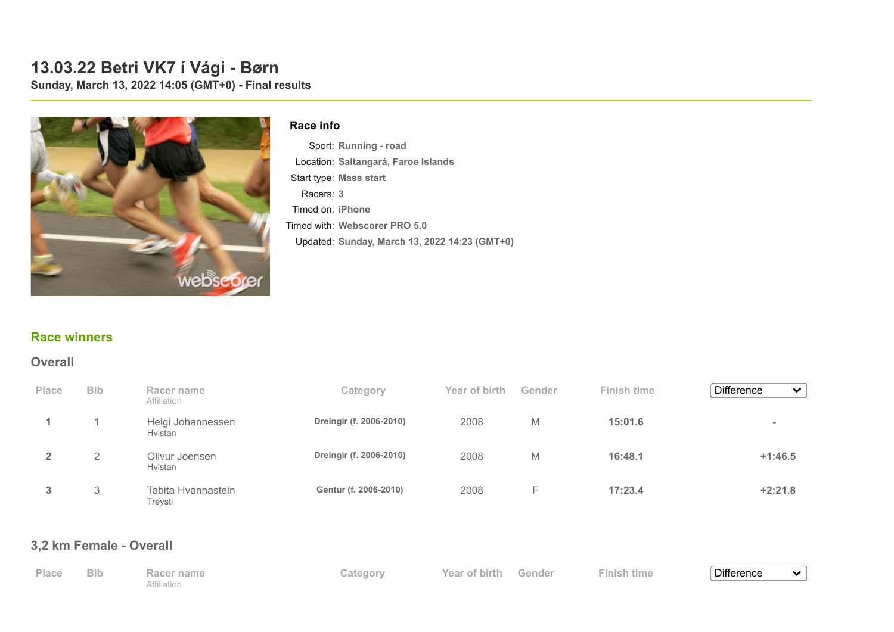# 13.03.22 Betri VK7 í Vági - Børn

**Sunday, March 13, 2022 14:05 (GMT+0) - Final results**

### Race info

| | |
|---|---|
| Sport: | Running - road |
| Location: | Saltangará, Faroe Islands |
| Start type: | Mass start |
| Racers: | 3 |
| Timed on: | iPhone |
| Timed with: | Webscorer PRO 5.0 |
| Updated: | Sunday, March 13, 2022 14:23 (GMT+0) |

## Race winners

### Overall

| Place | Bib | Racer name<br>Affiliation | Category | Year of birth | Gender | Finish time | Difference |
|---|---|---|---|---|---|---|---|
| 1 | 1 | Helgi Johannessen<br>Hvistan | Dreingir (f. 2006-2010) | 2008 | M | 15:01.6 | - |
| 2 | 2 | Olivur Joensen<br>Hvistan | Dreingir (f. 2006-2010) | 2008 | M | 16:48.1 | +1:46.5 |
| 3 | 3 | Tabita Hvannastein<br>Treysti | Gentur (f. 2006-2010) | 2008 | F | 17:23.4 | +2:21.8 |

### 3,2 km Female - Overall

| Place | Bib | Racer name<br>Affiliation | Category | Year of birth | Gender | Finish time | Difference |
|---|---|---|---|---|---|---|---|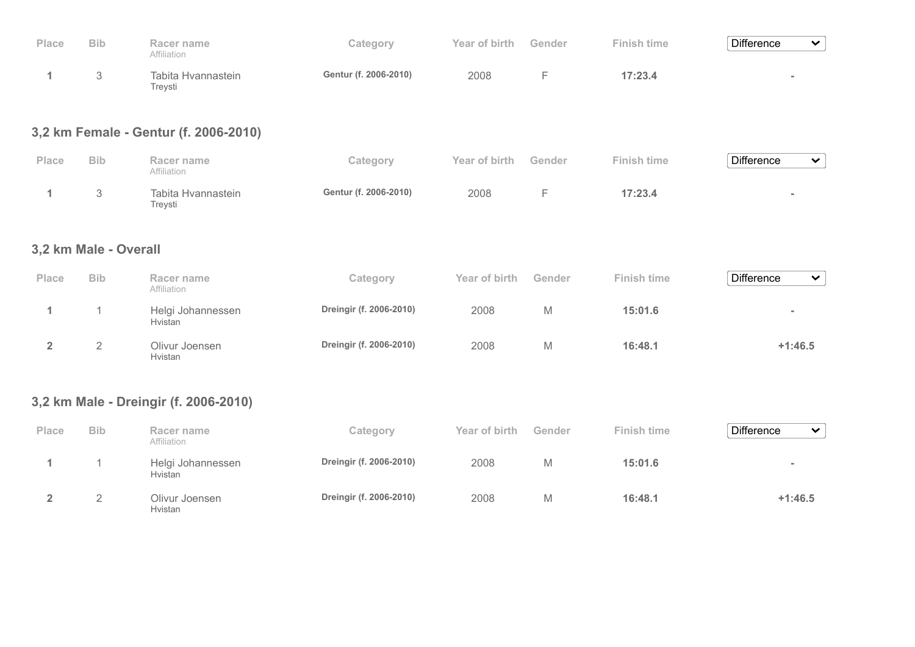| Place | Bib | Racer name<br>Affiliation | Category | Year of birth | Gender | Finish time | Difference |
|---|---|---|---|---|---|---|---|
| 1 | 3 | Tabita Hvannastein<br>Treysti | Gentur (f. 2006-2010) | 2008 | F | 17:23.4 | - |

## 3,2 km Female - Gentur (f. 2006-2010)

| Place | Bib | Racer name<br>Affiliation | Category | Year of birth | Gender | Finish time | Difference |
|---|---|---|---|---|---|---|---|
| 1 | 3 | Tabita Hvannastein<br>Treysti | Gentur (f. 2006-2010) | 2008 | F | 17:23.4 | - |

## 3,2 km Male - Overall

| Place | Bib | Racer name<br>Affiliation | Category | Year of birth | Gender | Finish time | Difference |
|---|---|---|---|---|---|---|---|
| 1 | 1 | Helgi Johannessen<br>Hvistan | Dreingir (f. 2006-2010) | 2008 | M | 15:01.6 | - |
| 2 | 2 | Olivur Joensen<br>Hvistan | Dreingir (f. 2006-2010) | 2008 | M | 16:48.1 | +1:46.5 |

## 3,2 km Male - Dreingir (f. 2006-2010)

| Place | Bib | Racer name<br>Affiliation | Category | Year of birth | Gender | Finish time | Difference |
|---|---|---|---|---|---|---|---|
| 1 | 1 | Helgi Johannessen<br>Hvistan | Dreingir (f. 2006-2010) | 2008 | M | 15:01.6 | - |
| 2 | 2 | Olivur Joensen<br>Hvistan | Dreingir (f. 2006-2010) | 2008 | M | 16:48.1 | +1:46.5 |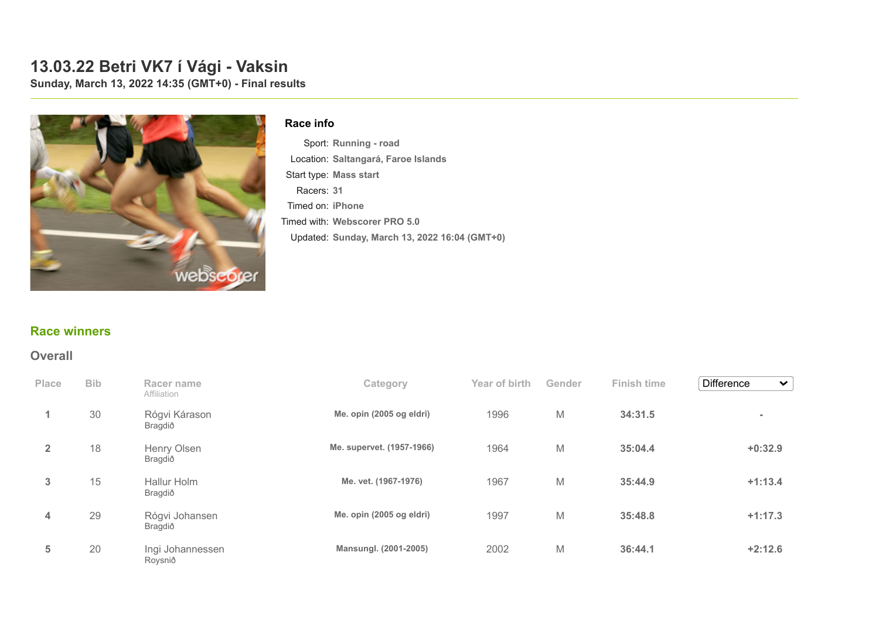# 13.03.22 Betri VK7 í Vági - Vaksin

**Sunday, March 13, 2022 14:35 (GMT+0) - Final results**

### Race info

Sport: **Running - road**
Location: **Saltangará, Faroe Islands**
Start type: **Mass start**
Racers: **31**
Timed on: **iPhone**
Timed with: **Webscorer PRO 5.0**
Updated: **Sunday, March 13, 2022 16:04 (GMT+0)**

## Race winners

### Overall

| Place | Bib | Racer name / Affiliation | Category | Year of birth | Gender | Finish time | Difference |
|---|---|---|---|---|---|---|---|
| 1 | 30 | Rógvi Kárason<br>Bragdið | Me. opin (2005 og eldri) | 1996 | M | 34:31.5 | - |
| 2 | 18 | Henry Olsen<br>Bragdið | Me. supervet. (1957-1966) | 1964 | M | 35:04.4 | +0:32.9 |
| 3 | 15 | Hallur Holm<br>Bragdið | Me. vet. (1967-1976) | 1967 | M | 35:44.9 | +1:13.4 |
| 4 | 29 | Rógvi Johansen<br>Bragdið | Me. opin (2005 og eldri) | 1997 | M | 35:48.8 | +1:17.3 |
| 5 | 20 | Ingi Johannessen<br>Roysnið | Mansungl. (2001-2005) | 2002 | M | 36:44.1 | +2:12.6 |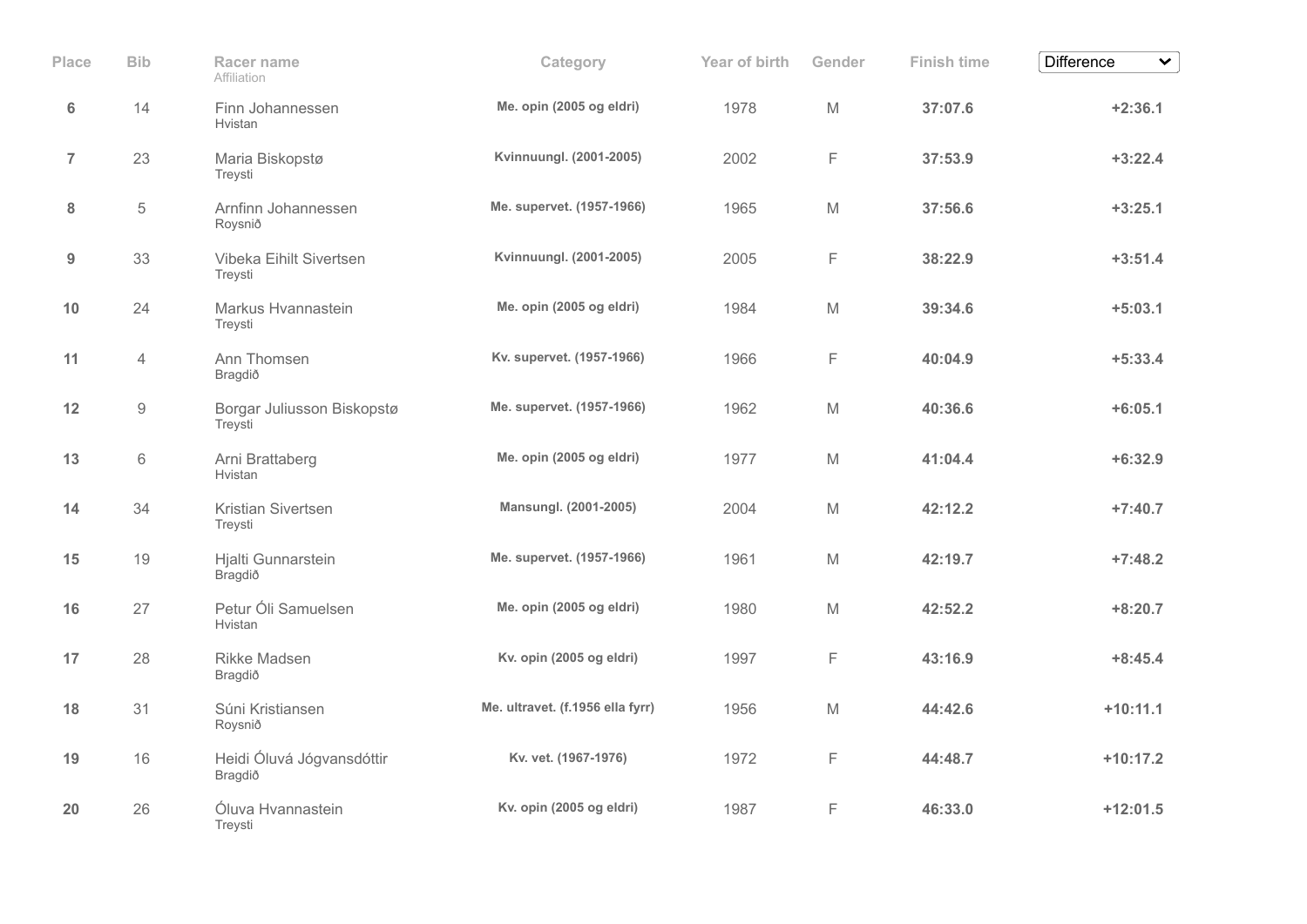| Place | Bib | Racer name<br>Affiliation | Category | Year of birth | Gender | Finish time | Difference |
|---|---|---|---|---|---|---|---|
| 6 | 14 | Finn Johannessen<br>Hvistan | Me. opin (2005 og eldri) | 1978 | M | 37:07.6 | +2:36.1 |
| 7 | 23 | Maria Biskopstø<br>Treysti | Kvinnuungl. (2001-2005) | 2002 | F | 37:53.9 | +3:22.4 |
| 8 | 5 | Arnfinn Johannessen<br>Roysnið | Me. supervet. (1957-1966) | 1965 | M | 37:56.6 | +3:25.1 |
| 9 | 33 | Vibeka Eihilt Sivertsen<br>Treysti | Kvinnuungl. (2001-2005) | 2005 | F | 38:22.9 | +3:51.4 |
| 10 | 24 | Markus Hvannastein<br>Treysti | Me. opin (2005 og eldri) | 1984 | M | 39:34.6 | +5:03.1 |
| 11 | 4 | Ann Thomsen<br>Bragdið | Kv. supervet. (1957-1966) | 1966 | F | 40:04.9 | +5:33.4 |
| 12 | 9 | Borgar Juliusson Biskopstø<br>Treysti | Me. supervet. (1957-1966) | 1962 | M | 40:36.6 | +6:05.1 |
| 13 | 6 | Arni Brattaberg<br>Hvistan | Me. opin (2005 og eldri) | 1977 | M | 41:04.4 | +6:32.9 |
| 14 | 34 | Kristian Sivertsen<br>Treysti | Mansungl. (2001-2005) | 2004 | M | 42:12.2 | +7:40.7 |
| 15 | 19 | Hjalti Gunnarstein<br>Bragdið | Me. supervet. (1957-1966) | 1961 | M | 42:19.7 | +7:48.2 |
| 16 | 27 | Petur Óli Samuelsen<br>Hvistan | Me. opin (2005 og eldri) | 1980 | M | 42:52.2 | +8:20.7 |
| 17 | 28 | Rikke Madsen<br>Bragdið | Kv. opin (2005 og eldri) | 1997 | F | 43:16.9 | +8:45.4 |
| 18 | 31 | Súni Kristiansen<br>Roysnið | Me. ultravet. (f.1956 ella fyrr) | 1956 | M | 44:42.6 | +10:11.1 |
| 19 | 16 | Heidi Óluvá Jógvansdóttir<br>Bragdið | Kv. vet. (1967-1976) | 1972 | F | 44:48.7 | +10:17.2 |
| 20 | 26 | Óluva Hvannastein<br>Treysti | Kv. opin (2005 og eldri) | 1987 | F | 46:33.0 | +12:01.5 |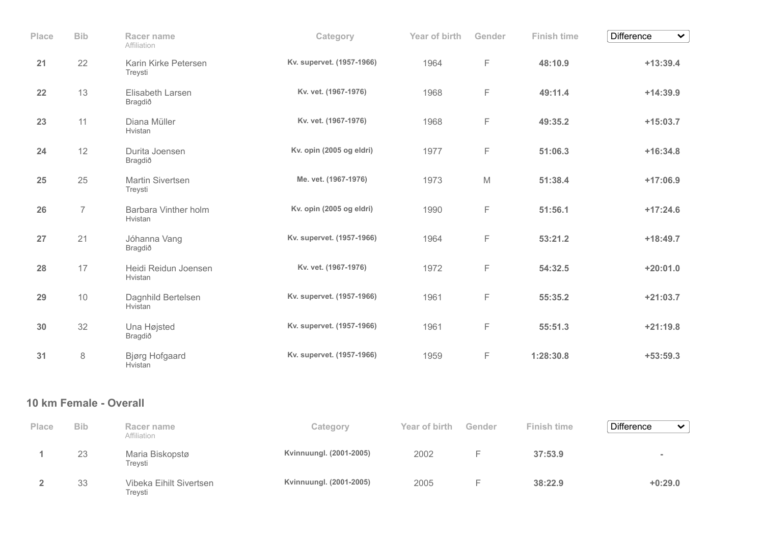| Place | Bib | Racer name<br>Affiliation | Category | Year of birth | Gender | Finish time | Difference |
|---|---|---|---|---|---|---|---|
| **21** | 22 | Karin Kirke Petersen<br>Treysti | **Kv. supervet. (1957-1966)** | 1964 | F | **48:10.9** | **+13:39.4** |
| **22** | 13 | Elisabeth Larsen<br>Bragdið | **Kv. vet. (1967-1976)** | 1968 | F | **49:11.4** | **+14:39.9** |
| **23** | 11 | Diana Müller<br>Hvistan | **Kv. vet. (1967-1976)** | 1968 | F | **49:35.2** | **+15:03.7** |
| **24** | 12 | Durita Joensen<br>Bragdið | **Kv. opin (2005 og eldri)** | 1977 | F | **51:06.3** | **+16:34.8** |
| **25** | 25 | Martin Sivertsen<br>Treysti | **Me. vet. (1967-1976)** | 1973 | M | **51:38.4** | **+17:06.9** |
| **26** | 7 | Barbara Vinther holm<br>Hvistan | **Kv. opin (2005 og eldri)** | 1990 | F | **51:56.1** | **+17:24.6** |
| **27** | 21 | Jóhanna Vang<br>Bragdið | **Kv. supervet. (1957-1966)** | 1964 | F | **53:21.2** | **+18:49.7** |
| **28** | 17 | Heidi Reidun Joensen<br>Hvistan | **Kv. vet. (1967-1976)** | 1972 | F | **54:32.5** | **+20:01.0** |
| **29** | 10 | Dagnhild Bertelsen<br>Hvistan | **Kv. supervet. (1957-1966)** | 1961 | F | **55:35.2** | **+21:03.7** |
| **30** | 32 | Una Højsted<br>Bragdið | **Kv. supervet. (1957-1966)** | 1961 | F | **55:51.3** | **+21:19.8** |
| **31** | 8 | Bjørg Hofgaard<br>Hvistan | **Kv. supervet. (1957-1966)** | 1959 | F | **1:28:30.8** | **+53:59.3** |

## 10 km Female - Overall

| Place | Bib | Racer name<br>Affiliation | Category | Year of birth | Gender | Finish time | Difference |
|---|---|---|---|---|---|---|---|
| **1** | 23 | Maria Biskopstø<br>Treysti | **Kvinnuungl. (2001-2005)** | 2002 | F | **37:53.9** | - |
| **2** | 33 | Vibeka Eihilt Sivertsen<br>Treysti | **Kvinnuungl. (2001-2005)** | 2005 | F | **38:22.9** | **+0:29.0** |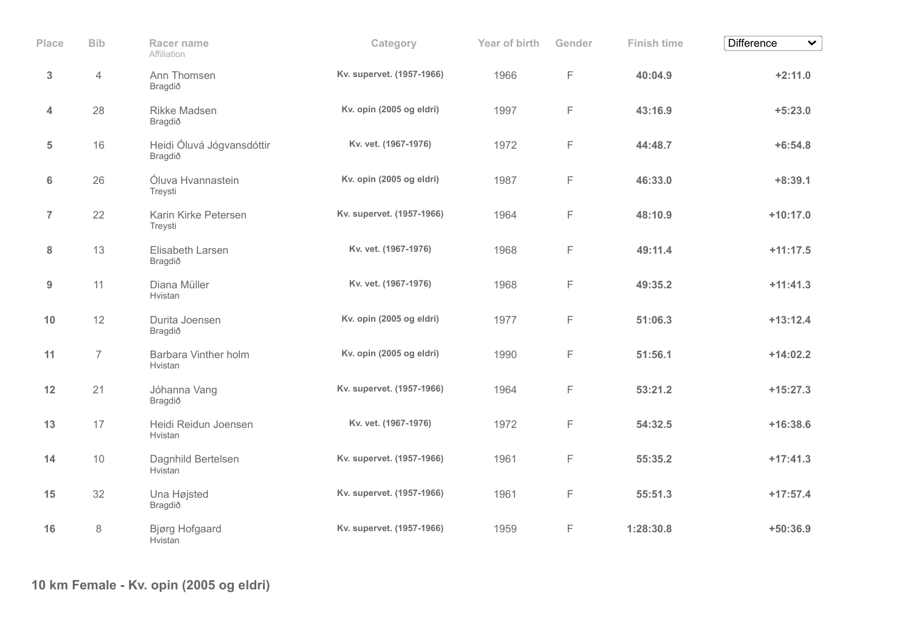| Place | Bib | Racer name<br>Affiliation | Category | Year of birth | Gender | Finish time | Difference |
|---|---|---|---|---|---|---|---|
| 3 | 4 | Ann Thomsen<br>Bragdið | Kv. supervet. (1957-1966) | 1966 | F | 40:04.9 | +2:11.0 |
| 4 | 28 | Rikke Madsen<br>Bragdið | Kv. opin (2005 og eldri) | 1997 | F | 43:16.9 | +5:23.0 |
| 5 | 16 | Heidi Óluvá Jógvansdóttir<br>Bragdið | Kv. vet. (1967-1976) | 1972 | F | 44:48.7 | +6:54.8 |
| 6 | 26 | Óluva Hvannastein<br>Treysti | Kv. opin (2005 og eldri) | 1987 | F | 46:33.0 | +8:39.1 |
| 7 | 22 | Karin Kirke Petersen<br>Treysti | Kv. supervet. (1957-1966) | 1964 | F | 48:10.9 | +10:17.0 |
| 8 | 13 | Elisabeth Larsen<br>Bragdið | Kv. vet. (1967-1976) | 1968 | F | 49:11.4 | +11:17.5 |
| 9 | 11 | Diana Müller<br>Hvistan | Kv. vet. (1967-1976) | 1968 | F | 49:35.2 | +11:41.3 |
| 10 | 12 | Durita Joensen<br>Bragdið | Kv. opin (2005 og eldri) | 1977 | F | 51:06.3 | +13:12.4 |
| 11 | 7 | Barbara Vinther holm<br>Hvistan | Kv. opin (2005 og eldri) | 1990 | F | 51:56.1 | +14:02.2 |
| 12 | 21 | Jóhanna Vang<br>Bragdið | Kv. supervet. (1957-1966) | 1964 | F | 53:21.2 | +15:27.3 |
| 13 | 17 | Heidi Reidun Joensen<br>Hvistan | Kv. vet. (1967-1976) | 1972 | F | 54:32.5 | +16:38.6 |
| 14 | 10 | Dagnhild Bertelsen<br>Hvistan | Kv. supervet. (1957-1966) | 1961 | F | 55:35.2 | +17:41.3 |
| 15 | 32 | Una Højsted<br>Bragdið | Kv. supervet. (1957-1966) | 1961 | F | 55:51.3 | +17:57.4 |
| 16 | 8 | Bjørg Hofgaard<br>Hvistan | Kv. supervet. (1957-1966) | 1959 | F | 1:28:30.8 | +50:36.9 |

## 10 km Female - Kv. opin (2005 og eldri)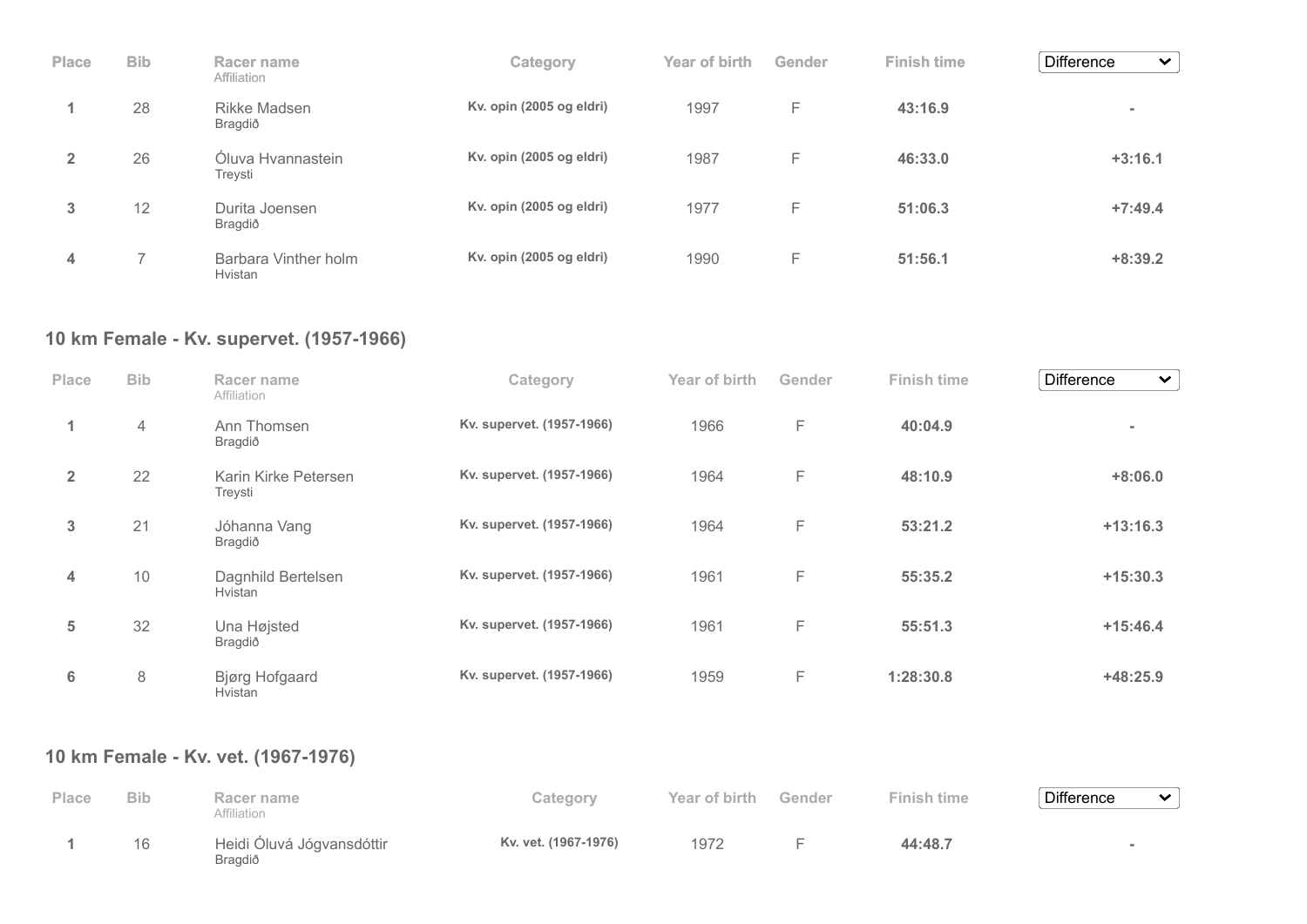| Place | Bib | Racer name<br>Affiliation | Category | Year of birth | Gender | Finish time | Difference |
|---|---|---|---|---|---|---|---|
| **1** | 28 | Rikke Madsen<br>Bragdið | **Kv. opin (2005 og eldri)** | 1997 | F | **43:16.9** | **-** |
| **2** | 26 | Óluva Hvannastein<br>Treysti | **Kv. opin (2005 og eldri)** | 1987 | F | **46:33.0** | **+3:16.1** |
| **3** | 12 | Durita Joensen<br>Bragdið | **Kv. opin (2005 og eldri)** | 1977 | F | **51:06.3** | **+7:49.4** |
| **4** | 7 | Barbara Vinther holm<br>Hvistan | **Kv. opin (2005 og eldri)** | 1990 | F | **51:56.1** | **+8:39.2** |

## 10 km Female - Kv. supervet. (1957-1966)

| Place | Bib | Racer name<br>Affiliation | Category | Year of birth | Gender | Finish time | Difference |
|---|---|---|---|---|---|---|---|
| **1** | 4 | Ann Thomsen<br>Bragdið | **Kv. supervet. (1957-1966)** | 1966 | F | **40:04.9** | **-** |
| **2** | 22 | Karin Kirke Petersen<br>Treysti | **Kv. supervet. (1957-1966)** | 1964 | F | **48:10.9** | **+8:06.0** |
| **3** | 21 | Jóhanna Vang<br>Bragdið | **Kv. supervet. (1957-1966)** | 1964 | F | **53:21.2** | **+13:16.3** |
| **4** | 10 | Dagnhild Bertelsen<br>Hvistan | **Kv. supervet. (1957-1966)** | 1961 | F | **55:35.2** | **+15:30.3** |
| **5** | 32 | Una Højsted<br>Bragdið | **Kv. supervet. (1957-1966)** | 1961 | F | **55:51.3** | **+15:46.4** |
| **6** | 8 | Bjørg Hofgaard<br>Hvistan | **Kv. supervet. (1957-1966)** | 1959 | F | **1:28:30.8** | **+48:25.9** |

## 10 km Female - Kv. vet. (1967-1976)

| Place | Bib | Racer name<br>Affiliation | Category | Year of birth | Gender | Finish time | Difference |
|---|---|---|---|---|---|---|---|
| **1** | 16 | Heidi Óluvá Jógvansdóttir<br>Bragdið | **Kv. vet. (1967-1976)** | 1972 | F | **44:48.7** | **-** |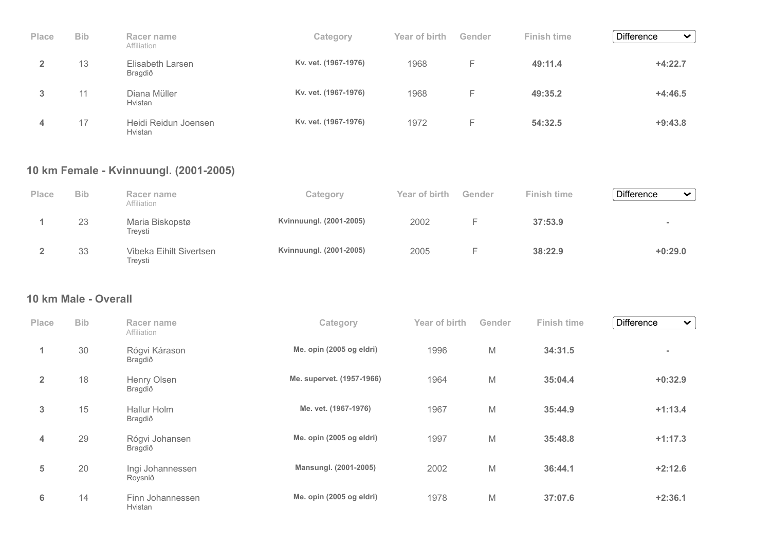| Place | Bib | Racer name<br>Affiliation | Category | Year of birth | Gender | Finish time | Difference |
|---|---|---|---|---|---|---|---|
| 2 | 13 | Elisabeth Larsen<br>Bragdið | **Kv. vet. (1967-1976)** | 1968 | F | **49:11.4** | **+4:22.7** |
| 3 | 11 | Diana Müller<br>Hvistan | **Kv. vet. (1967-1976)** | 1968 | F | **49:35.2** | **+4:46.5** |
| 4 | 17 | Heidi Reidun Joensen<br>Hvistan | **Kv. vet. (1967-1976)** | 1972 | F | **54:32.5** | **+9:43.8** |

## 10 km Female - Kvinnuungl. (2001-2005)

| Place | Bib | Racer name<br>Affiliation | Category | Year of birth | Gender | Finish time | Difference |
|---|---|---|---|---|---|---|---|
| 1 | 23 | Maria Biskopstø<br>Treysti | **Kvinnuungl. (2001-2005)** | 2002 | F | **37:53.9** | **-** |
| 2 | 33 | Vibeka Eihilt Sivertsen<br>Treysti | **Kvinnuungl. (2001-2005)** | 2005 | F | **38:22.9** | **+0:29.0** |

## 10 km Male - Overall

| Place | Bib | Racer name<br>Affiliation | Category | Year of birth | Gender | Finish time | Difference |
|---|---|---|---|---|---|---|---|
| 1 | 30 | Rógvi Kárason<br>Bragdið | **Me. opin (2005 og eldri)** | 1996 | M | **34:31.5** | **-** |
| 2 | 18 | Henry Olsen<br>Bragdið | **Me. supervet. (1957-1966)** | 1964 | M | **35:04.4** | **+0:32.9** |
| 3 | 15 | Hallur Holm<br>Bragdið | **Me. vet. (1967-1976)** | 1967 | M | **35:44.9** | **+1:13.4** |
| 4 | 29 | Rógvi Johansen<br>Bragdið | **Me. opin (2005 og eldri)** | 1997 | M | **35:48.8** | **+1:17.3** |
| 5 | 20 | Ingi Johannessen<br>Roysnið | **Mansungl. (2001-2005)** | 2002 | M | **36:44.1** | **+2:12.6** |
| 6 | 14 | Finn Johannessen<br>Hvistan | **Me. opin (2005 og eldri)** | 1978 | M | **37:07.6** | **+2:36.1** |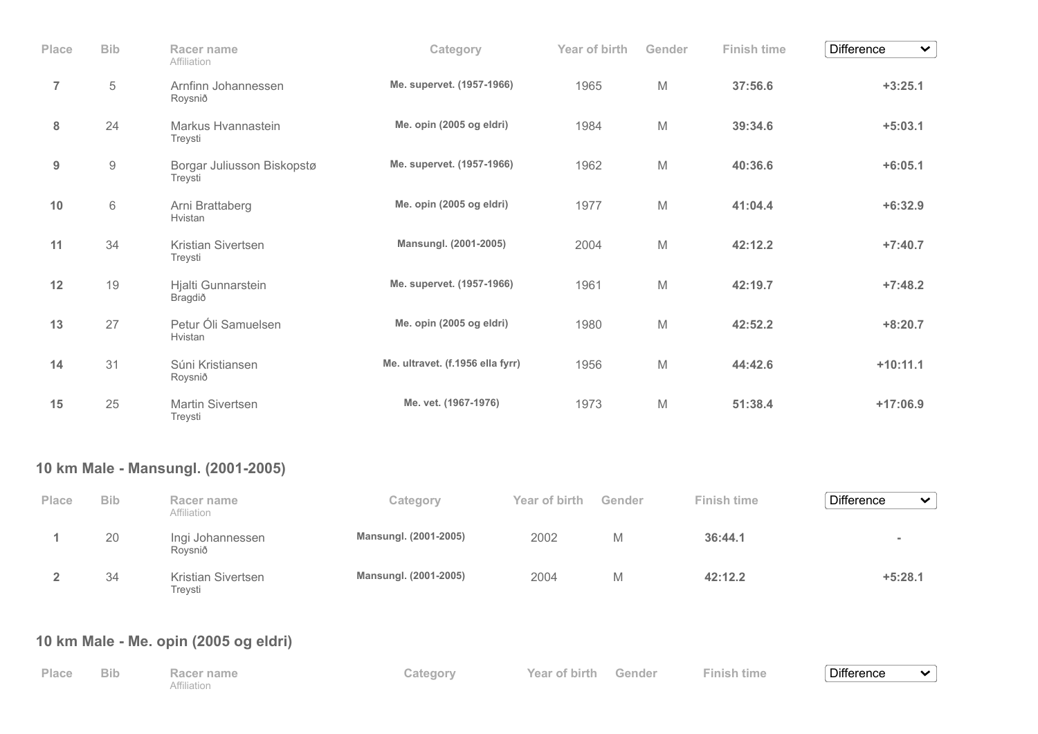| Place | Bib | Racer name<br>Affiliation | Category | Year of birth | Gender | Finish time | Difference |
|---|---|---|---|---|---|---|---|
| **7** | 5 | Arnfinn Johannessen<br>Roysnið | **Me. supervet. (1957-1966)** | 1965 | M | **37:56.6** | **+3:25.1** |
| **8** | 24 | Markus Hvannastein<br>Treysti | **Me. opin (2005 og eldri)** | 1984 | M | **39:34.6** | **+5:03.1** |
| **9** | 9 | Borgar Juliusson Biskopstø<br>Treysti | **Me. supervet. (1957-1966)** | 1962 | M | **40:36.6** | **+6:05.1** |
| **10** | 6 | Arni Brattaberg<br>Hvistan | **Me. opin (2005 og eldri)** | 1977 | M | **41:04.4** | **+6:32.9** |
| **11** | 34 | Kristian Sivertsen<br>Treysti | **Mansungl. (2001-2005)** | 2004 | M | **42:12.2** | **+7:40.7** |
| **12** | 19 | Hjalti Gunnarstein<br>Bragdið | **Me. supervet. (1957-1966)** | 1961 | M | **42:19.7** | **+7:48.2** |
| **13** | 27 | Petur Óli Samuelsen<br>Hvistan | **Me. opin (2005 og eldri)** | 1980 | M | **42:52.2** | **+8:20.7** |
| **14** | 31 | Súni Kristiansen<br>Roysnið | **Me. ultravet. (f.1956 ella fyrr)** | 1956 | M | **44:42.6** | **+10:11.1** |
| **15** | 25 | Martin Sivertsen<br>Treysti | **Me. vet. (1967-1976)** | 1973 | M | **51:38.4** | **+17:06.9** |

## 10 km Male - Mansungl. (2001-2005)

| Place | Bib | Racer name<br>Affiliation | Category | Year of birth | Gender | Finish time | Difference |
|---|---|---|---|---|---|---|---|
| **1** | 20 | Ingi Johannessen<br>Roysnið | **Mansungl. (2001-2005)** | 2002 | M | **36:44.1** | - |
| **2** | 34 | Kristian Sivertsen<br>Treysti | **Mansungl. (2001-2005)** | 2004 | M | **42:12.2** | **+5:28.1** |

## 10 km Male - Me. opin (2005 og eldri)

| Place | Bib | Racer name<br>Affiliation | Category | Year of birth | Gender | Finish time | Difference |
|---|---|---|---|---|---|---|---|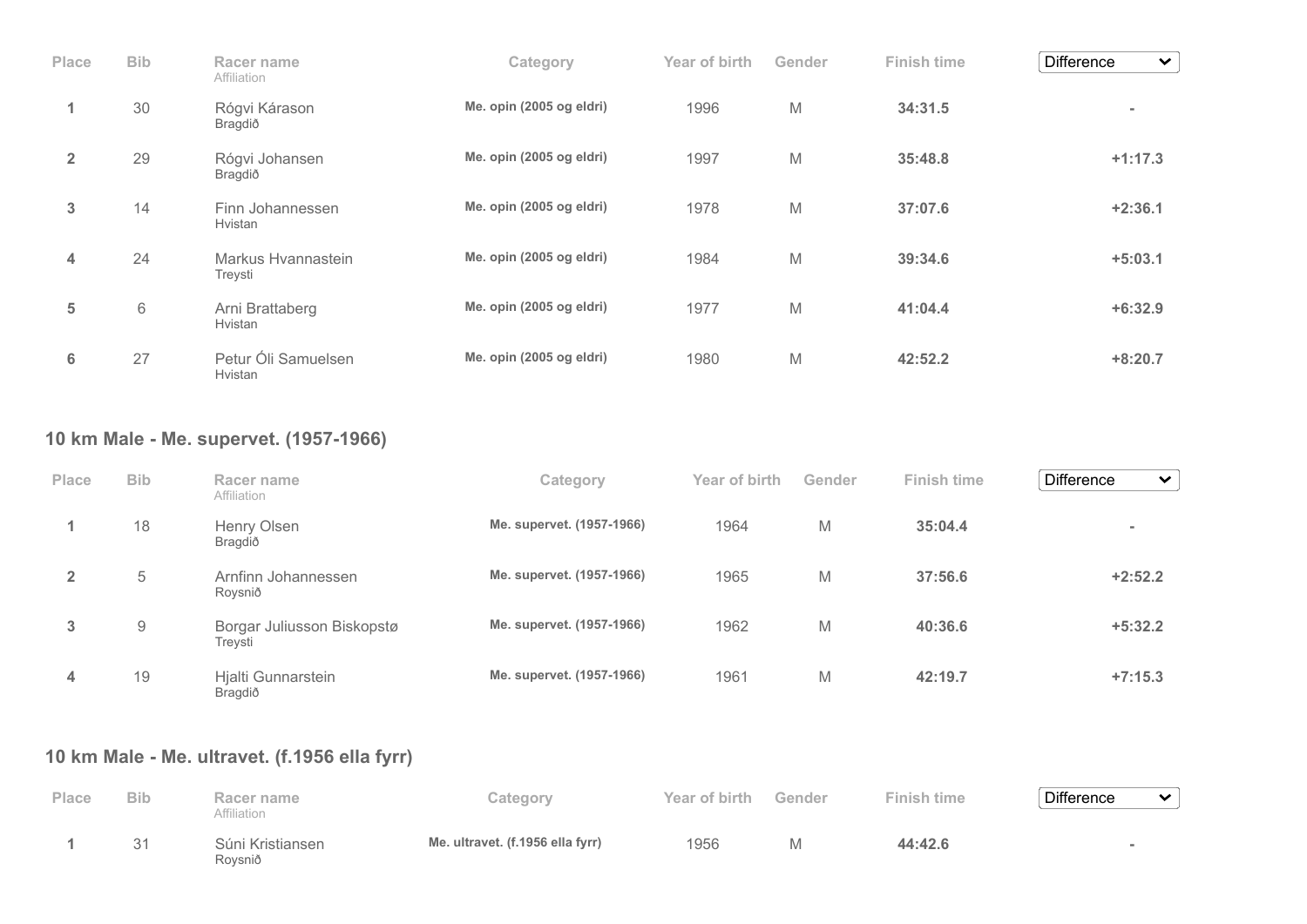| Place | Bib | Racer name<br>Affiliation | Category | Year of birth | Gender | Finish time | Difference |
|---|---|---|---|---|---|---|---|
| 1 | 30 | Rógvi Kárason<br>Bragdið | Me. opin (2005 og eldri) | 1996 | M | 34:31.5 | - |
| 2 | 29 | Rógvi Johansen<br>Bragdið | Me. opin (2005 og eldri) | 1997 | M | 35:48.8 | +1:17.3 |
| 3 | 14 | Finn Johannessen<br>Hvistan | Me. opin (2005 og eldri) | 1978 | M | 37:07.6 | +2:36.1 |
| 4 | 24 | Markus Hvannastein<br>Treysti | Me. opin (2005 og eldri) | 1984 | M | 39:34.6 | +5:03.1 |
| 5 | 6 | Arni Brattaberg<br>Hvistan | Me. opin (2005 og eldri) | 1977 | M | 41:04.4 | +6:32.9 |
| 6 | 27 | Petur Óli Samuelsen<br>Hvistan | Me. opin (2005 og eldri) | 1980 | M | 42:52.2 | +8:20.7 |

## 10 km Male - Me. supervet. (1957-1966)

| Place | Bib | Racer name<br>Affiliation | Category | Year of birth | Gender | Finish time | Difference |
|---|---|---|---|---|---|---|---|
| 1 | 18 | Henry Olsen<br>Bragdið | Me. supervet. (1957-1966) | 1964 | M | 35:04.4 | - |
| 2 | 5 | Arnfinn Johannessen<br>Roysnið | Me. supervet. (1957-1966) | 1965 | M | 37:56.6 | +2:52.2 |
| 3 | 9 | Borgar Juliusson Biskopstø<br>Treysti | Me. supervet. (1957-1966) | 1962 | M | 40:36.6 | +5:32.2 |
| 4 | 19 | Hjalti Gunnarstein<br>Bragdið | Me. supervet. (1957-1966) | 1961 | M | 42:19.7 | +7:15.3 |

## 10 km Male - Me. ultravet. (f.1956 ella fyrr)

| Place | Bib | Racer name<br>Affiliation | Category | Year of birth | Gender | Finish time | Difference |
|---|---|---|---|---|---|---|---|
| 1 | 31 | Súni Kristiansen<br>Roysnið | Me. ultravet. (f.1956 ella fyrr) | 1956 | M | 44:42.6 | - |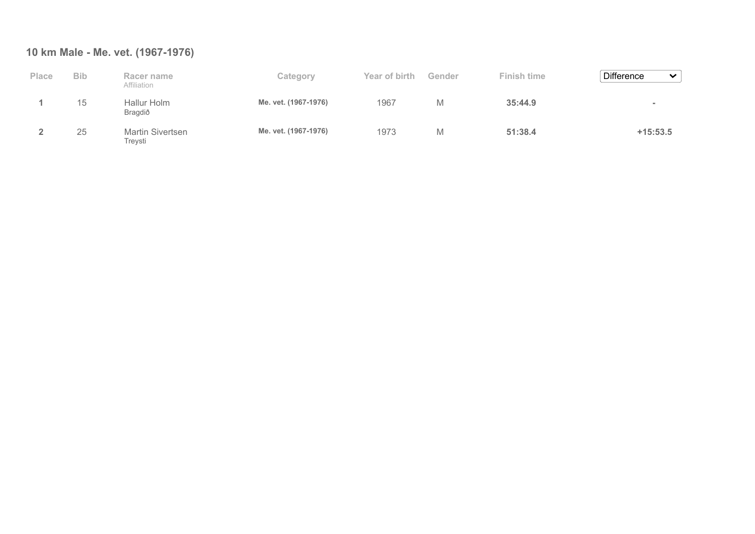## 10 km Male - Me. vet. (1967-1976)

| Place | Bib | Racer name<br>Affiliation | Category | Year of birth | Gender | Finish time | Difference |
|---|---|---|---|---|---|---|---|
| **1** | 15 | Hallur Holm<br>Bragdið | **Me. vet. (1967-1976)** | 1967 | M | **35:44.9** | **-** |
| **2** | 25 | Martin Sivertsen<br>Treysti | **Me. vet. (1967-1976)** | 1973 | M | **51:38.4** | **+15:53.5** |